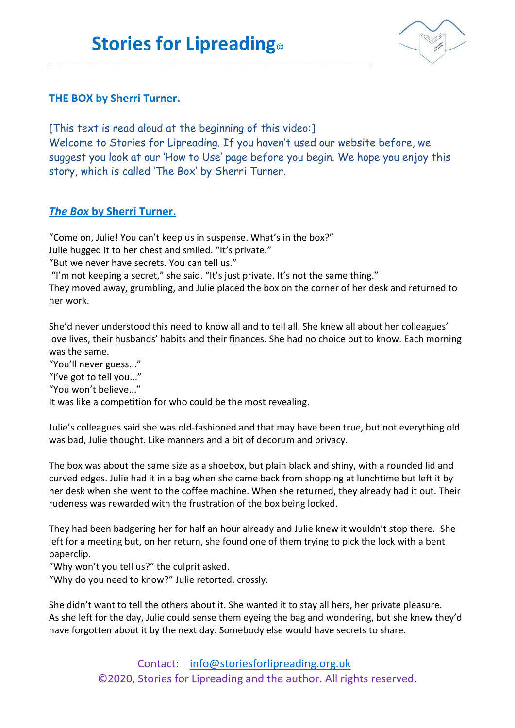# Stories for Lipreading©

## THE BOX by Sherri Turner.

[This text is read aloud at the beginning of this video:]
Welcome to Stories for Lipreading. If you haven't used our website before, we suggest you look at our 'How to Use' page before you begin. We hope you enjoy this story, which is called 'The Box' by Sherri Turner.

## *The Box* by Sherri Turner.

"Come on, Julie! You can't keep us in suspense. What's in the box?"
Julie hugged it to her chest and smiled. "It's private."
"But we never have secrets. You can tell us."
"I'm not keeping a secret," she said. "It's just private. It's not the same thing."
They moved away, grumbling, and Julie placed the box on the corner of her desk and returned to her work.

She'd never understood this need to know all and to tell all. She knew all about her colleagues' love lives, their husbands' habits and their finances. She had no choice but to know. Each morning was the same.
"You'll never guess..."
"I've got to tell you..."
"You won't believe..."
It was like a competition for who could be the most revealing.

Julie's colleagues said she was old-fashioned and that may have been true, but not everything old was bad, Julie thought. Like manners and a bit of decorum and privacy.

The box was about the same size as a shoebox, but plain black and shiny, with a rounded lid and curved edges. Julie had it in a bag when she came back from shopping at lunchtime but left it by her desk when she went to the coffee machine. When she returned, they already had it out. Their rudeness was rewarded with the frustration of the box being locked.

They had been badgering her for half an hour already and Julie knew it wouldn't stop there. She left for a meeting but, on her return, she found one of them trying to pick the lock with a bent paperclip.
"Why won't you tell us?" the culprit asked.
"Why do you need to know?" Julie retorted, crossly.

She didn't want to tell the others about it. She wanted it to stay all hers, her private pleasure.
As she left for the day, Julie could sense them eyeing the bag and wondering, but she knew they'd have forgotten about it by the next day. Somebody else would have secrets to share.

Contact: info@storiesforlipreading.org.uk
©2020, Stories for Lipreading and the author. All rights reserved.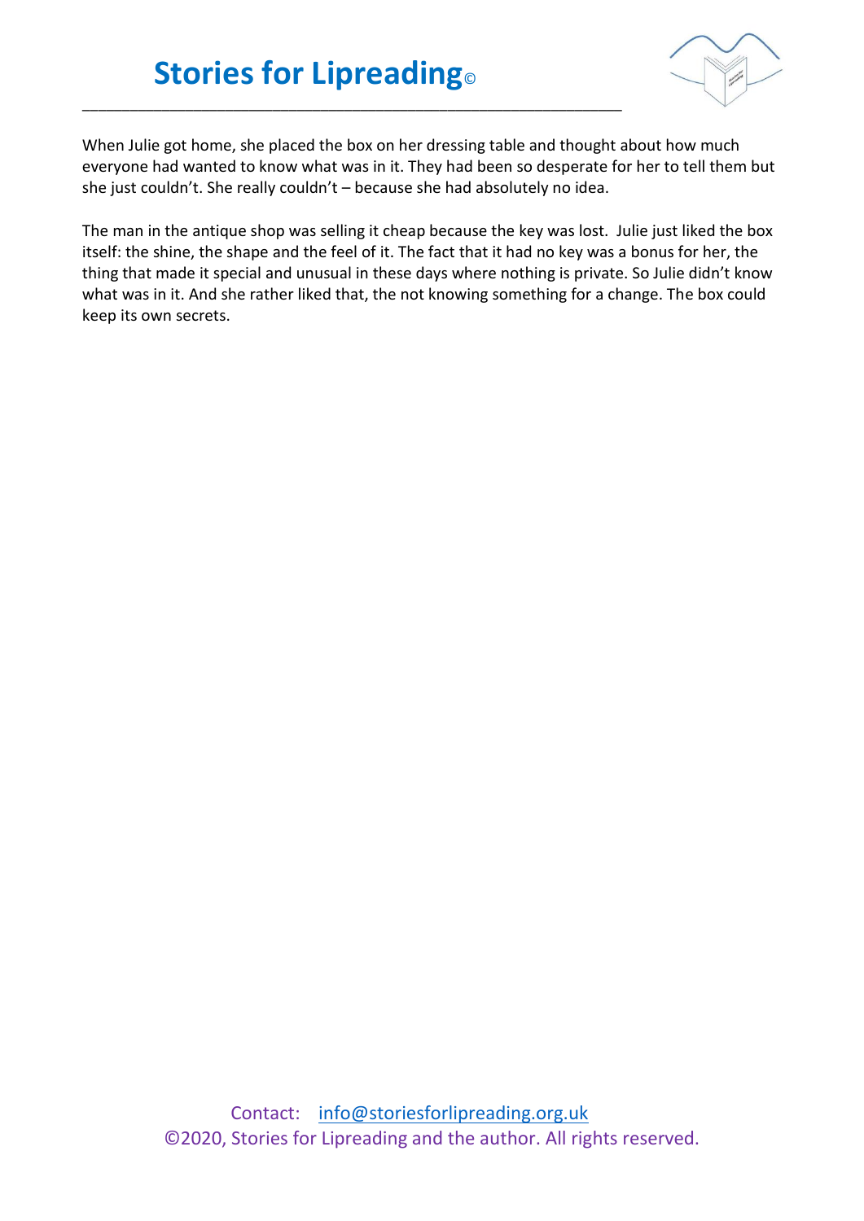When Julie got home, she placed the box on her dressing table and thought about how much everyone had wanted to know what was in it. They had been so desperate for her to tell them but she just couldn't. She really couldn't – because she had absolutely no idea.

The man in the antique shop was selling it cheap because the key was lost. Julie just liked the box itself: the shine, the shape and the feel of it. The fact that it had no key was a bonus for her, the thing that made it special and unusual in these days where nothing is private. So Julie didn't know what was in it. And she rather liked that, the not knowing something for a change. The box could keep its own secrets.